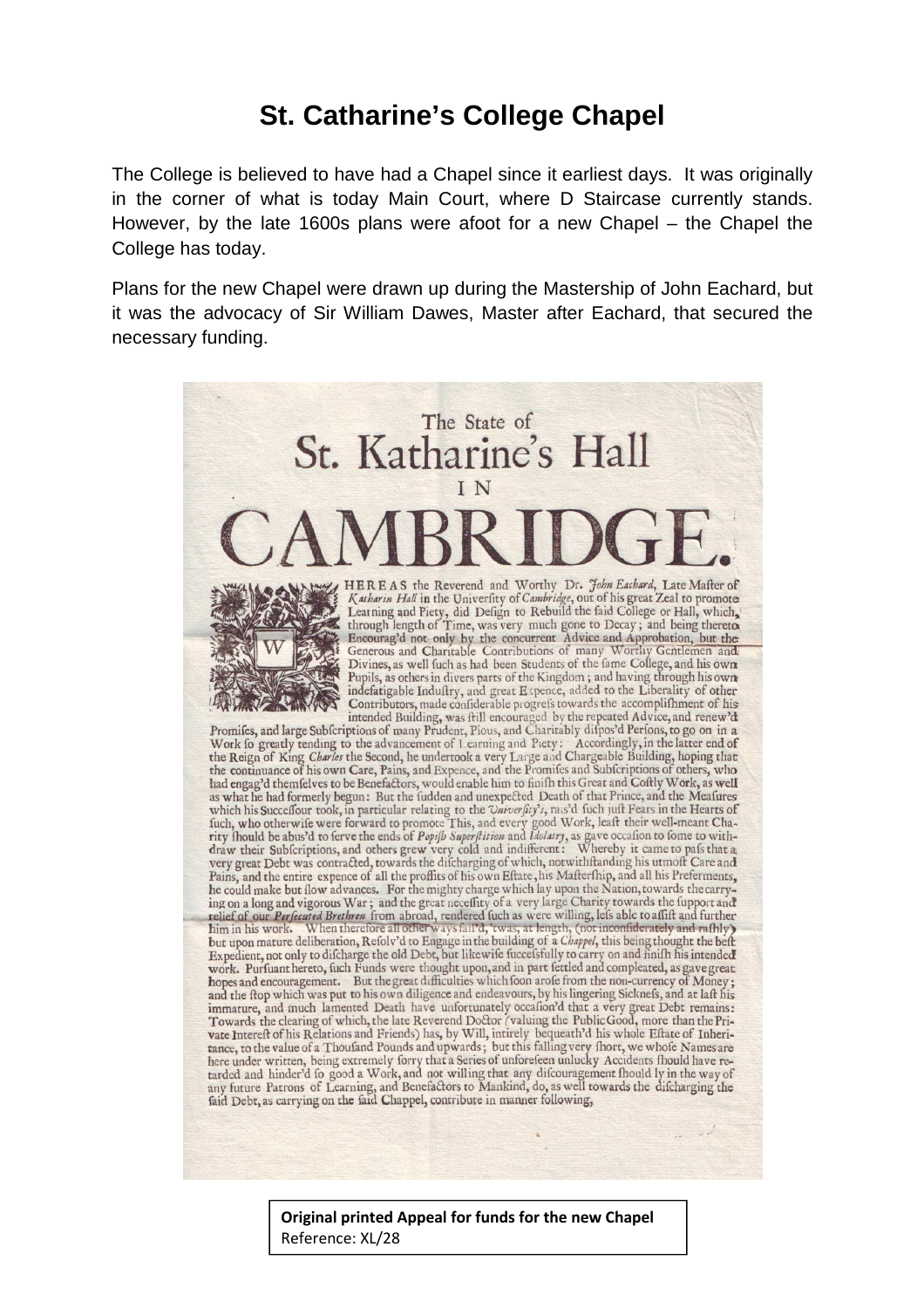# St. Catharine's College Chapel

The College is believed to have had a Chapel since it earliest days. It was originally in the corner of what is today Main Court, where D Staircase currently stands. However, by the late 1600s plans were afoot for a new Chapel – the Chapel the College has today.

Plans for the new Chapel were drawn up during the Mastership of John Eachard, but it was the advocacy of Sir William Dawes, Master after Eachard, that secured the necessary funding.

The State of
St. Katharine's Hall
IN
CAMBRIDGE.

WHEREAS the Reverend and Worthy Dr. *John Eachard*, Late Master of *Katharin Hall* in the Univerfity of *Cambridge*, out of his great Zeal to promote Learning and Piety, did Defign to Rebuild the faid College or Hall, which, through length of Time, was very much gone to Decay; and being thereto Encourag'd not only by the concurrent Advice and Approbation, but the Generous and Charitable Contributions of many Worthy Gentlemen and Divines, as well fuch as had been Students of the fame College, and his own Pupils, as others in divers parts of the Kingdom; and having through his own indefatigable Induftry, and great Expence, added to the Liberality of other Contributors, made confiderable progrefs towards the accomplifhment of his intended Building, was ftill encouraged by the repeated Advice, and renew'd Promifes, and large Subfcriptions of many Prudent, Pious, and Charitably difpos'd Perfons, to go on in a Work fo greatly tending to the advancement of Learning and Piety: Accordingly, in the latter end of the Reign of King *Charles* the Second, he undertook a very Large and Chargeable Building, hoping that the continuance of his own Care, Pains, and Expence, and the Promifes and Subfcriptions of others, who had engag'd themfelves to be Benefactors, would enable him to finifh this Great and Coftly Work, as well as what he had formerly begun: But the fudden and unexpected Death of that Prince, and the Meafures which his Succeffour took, in particular relating to the *Univerfity's*, rais'd fuch juft Fears in the Hearts of fuch, who otherwife were forward to promote This, and every good Work, leaft their well-meant Charity fhould be abus'd to ferve the ends of *Popifh Superftition* and *Idolatry*, as gave occafion to fome to withdraw their Subfcriptions, and others grew very cold and indifferent: Whereby it came to pafs that a very great Debt was contracted, towards the difcharging of which, notwithftanding his utmoft Care and Pains, and the entire expence of all the profits of his own Eftate, his Mafterfhip, and all his Preferments, he could make but flow advances. For the mighty charge which lay upon the Nation, towards the carrying on a long and vigorous War; and the great neceffity of a very large Charity towards the fupport and relief of our *Perfecuted Brethren* from abroad, rendered fuch as were willing, lefs able to affift and further him in his work. When therefore all other ways fail'd, 'twas, at length, (not inconfiderately and rafhly) but upon mature deliberation, Refolv'd to Engage in the building of a *Chappel*, this being thought the beft Expedient, not only to difcharge the old Debt, but likewife fuccefsfully to carry on and finifh his intended work. Purfuant hereto, fuch Funds were thought upon, and in part fettled and compleated, as gave great hopes and encouragement. But the great difficulties which foon arofe from the non-currency of Money; and the ftop which was put to his own diligence and endeavours, by his lingering Sicknefs, and at laft his immature, and much lamented Death have unfortunately occafion'd that a very great Debt remains: Towards the clearing of which, the late Reverend Doctor (valuing the Public Good, more than the Private Intereft of his Relations and Friends) has, by Will, intirely bequeath'd his whole Eftate of Inheritance, to the value of a Thoufand Pounds and upwards; but this falling very fhort, we whofe Names are here under written, being extremely forry that a Series of unforefeen unlucky Accidents fhould have retarded and hinder'd fo good a Work, and not willing that any difcouragement fhould ly in the way of any future Patrons of Learning, and Benefactors to Mankind, do, as well towards the difcharging the faid Debt, as carrying on the faid Chappel, contribute in manner following,

**Original printed Appeal for funds for the new Chapel**
Reference: XL/28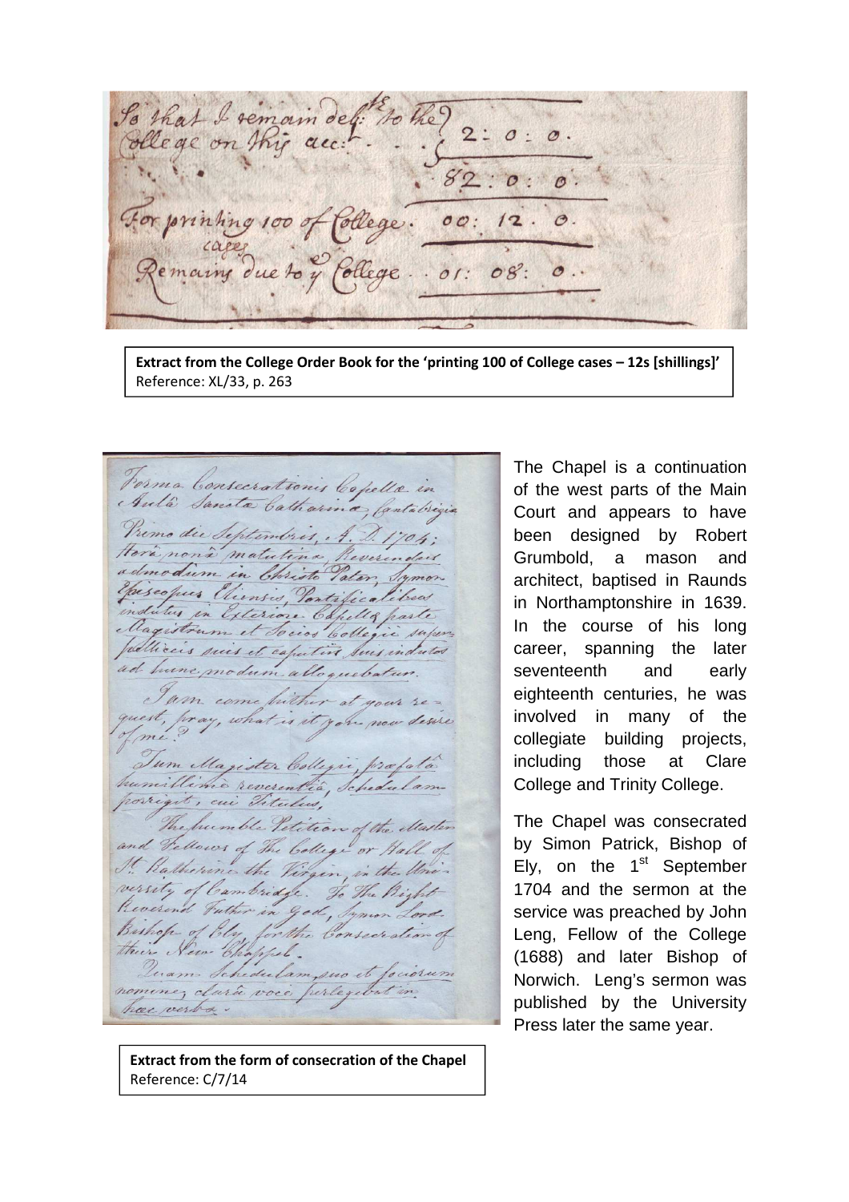**Extract from the College Order Book for the 'printing 100 of College cases – 12s [shillings]'**
Reference: XL/33, p. 263

**Extract from the form of consecration of the Chapel**
Reference: C/7/14

The Chapel is a continuation of the west parts of the Main Court and appears to have been designed by Robert Grumbold, a mason and architect, baptised in Raunds in Northamptonshire in 1639. In the course of his long career, spanning the later seventeenth and early eighteenth centuries, he was involved in many of the collegiate building projects, including those at Clare College and Trinity College.

The Chapel was consecrated by Simon Patrick, Bishop of Ely, on the 1st September 1704 and the sermon at the service was preached by John Leng, Fellow of the College (1688) and later Bishop of Norwich. Leng's sermon was published by the University Press later the same year.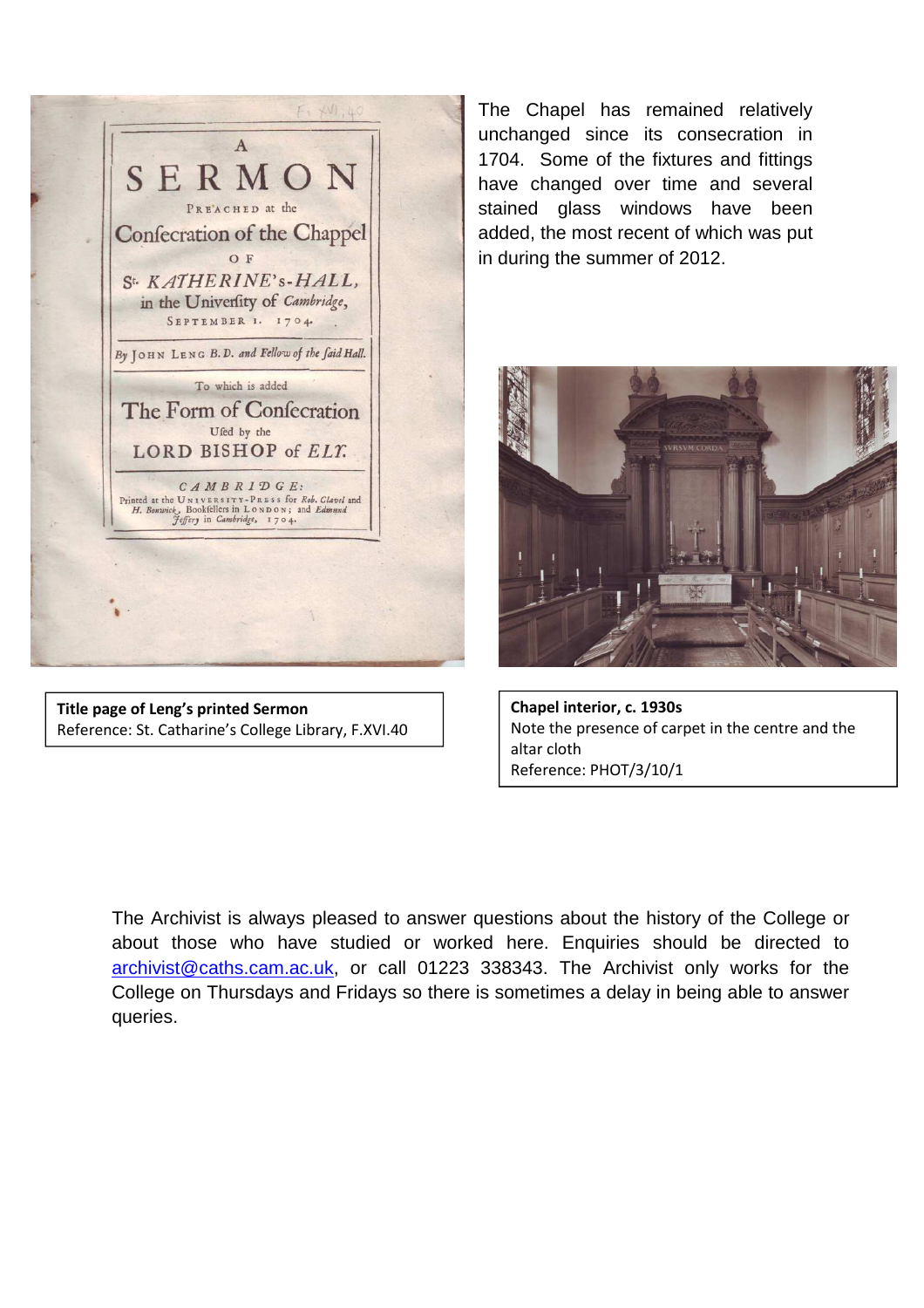The Chapel has remained relatively unchanged since its consecration in 1704. Some of the fixtures and fittings have changed over time and several stained glass windows have been added, the most recent of which was put in during the summer of 2012.

**Title page of Leng's printed Sermon**
Reference: St. Catharine's College Library, F.XVI.40

**Chapel interior, c. 1930s**
Note the presence of carpet in the centre and the altar cloth
Reference: PHOT/3/10/1

The Archivist is always pleased to answer questions about the history of the College or about those who have studied or worked here. Enquiries should be directed to archivist@caths.cam.ac.uk, or call 01223 338343. The Archivist only works for the College on Thursdays and Fridays so there is sometimes a delay in being able to answer queries.